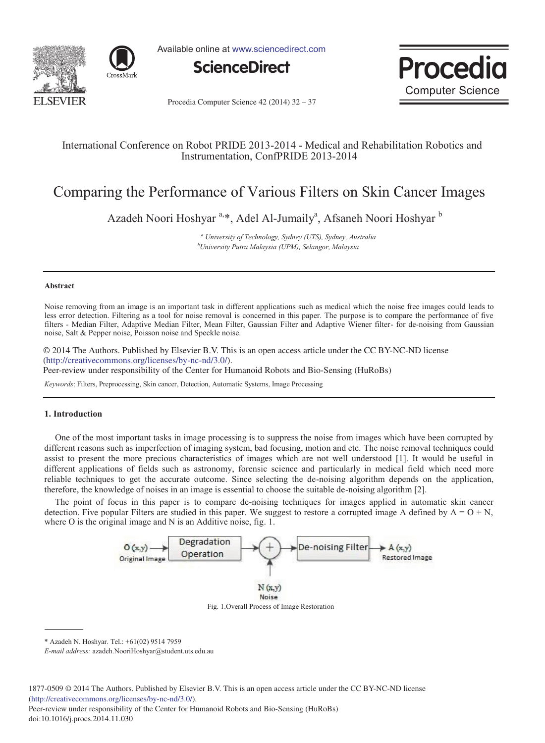International Conference on Robot PRIDE 2013-2014 - Medical and Rehabilitation Robotics and Instrumentation, ConfPRIDE 2013-2014

# Comparing the Performance of Various Filters on Skin Cancer Images

Azadeh Noori Hoshyar [a,*], Adel Al-Jumaily[a], Afsaneh Noori Hoshyar [b]

[a] *University of Technology, Sydney (UTS), Sydney, Australia*
[b] *University Putra Malaysia (UPM), Selangor, Malaysia*

---

### Abstract

Noise removing from an image is an important task in different applications such as medical which the noise free images could leads to less error detection. Filtering as a tool for noise removal is concerned in this paper. The purpose is to compare the performance of five filters - Median Filter, Adaptive Median Filter, Mean Filter, Gaussian Filter and Adaptive Wiener filter- for de-noising from Gaussian noise, Salt & Pepper noise, Poisson noise and Speckle noise.

© 2014 The Authors. Published by Elsevier B.V. This is an open access article under the CC BY-NC-ND license (http://creativecommons.org/licenses/by-nc-nd/3.0/).
Peer-review under responsibility of the Center for Humanoid Robots and Bio-Sensing (HuRoBs)

*Keywords*: Filters, Preprocessing, Skin cancer, Detection, Automatic Systems, Image Processing

---

## 1. Introduction

One of the most important tasks in image processing is to suppress the noise from images which have been corrupted by different reasons such as imperfection of imaging system, bad focusing, motion and etc. The noise removal techniques could assist to present the more precious characteristics of images which are not well understood [1]. It would be useful in different applications of fields such as astronomy, forensic science and particularly in medical field which need more reliable techniques to get the accurate outcome. Since selecting the de-noising algorithm depends on the application, therefore, the knowledge of noises in an image is essential to choose the suitable de-noising algorithm [2].

The point of focus in this paper is to compare de-noising techniques for images applied in automatic skin cancer detection. Five popular Filters are studied in this paper. We suggest to restore a corrupted image A defined by A = O + N, where O is the original image and N is an Additive noise, fig. 1.

O (x,y) Original Image → Degradation Operation → (+) ← N (x,y) Noise → De-noising Filter → A (x,y) Restored Image

Fig. 1.Overall Process of Image Restoration

---

\* Azadeh N. Hoshyar. Tel.: +61(02) 9514 7959
*E-mail address:* azadeh.NooriHoshyar@student.uts.edu.au

1877-0509 © 2014 The Authors. Published by Elsevier B.V. This is an open access article under the CC BY-NC-ND license (http://creativecommons.org/licenses/by-nc-nd/3.0/).
Peer-review under responsibility of the Center for Humanoid Robots and Bio-Sensing (HuRoBs)
doi:10.1016/j.procs.2014.11.030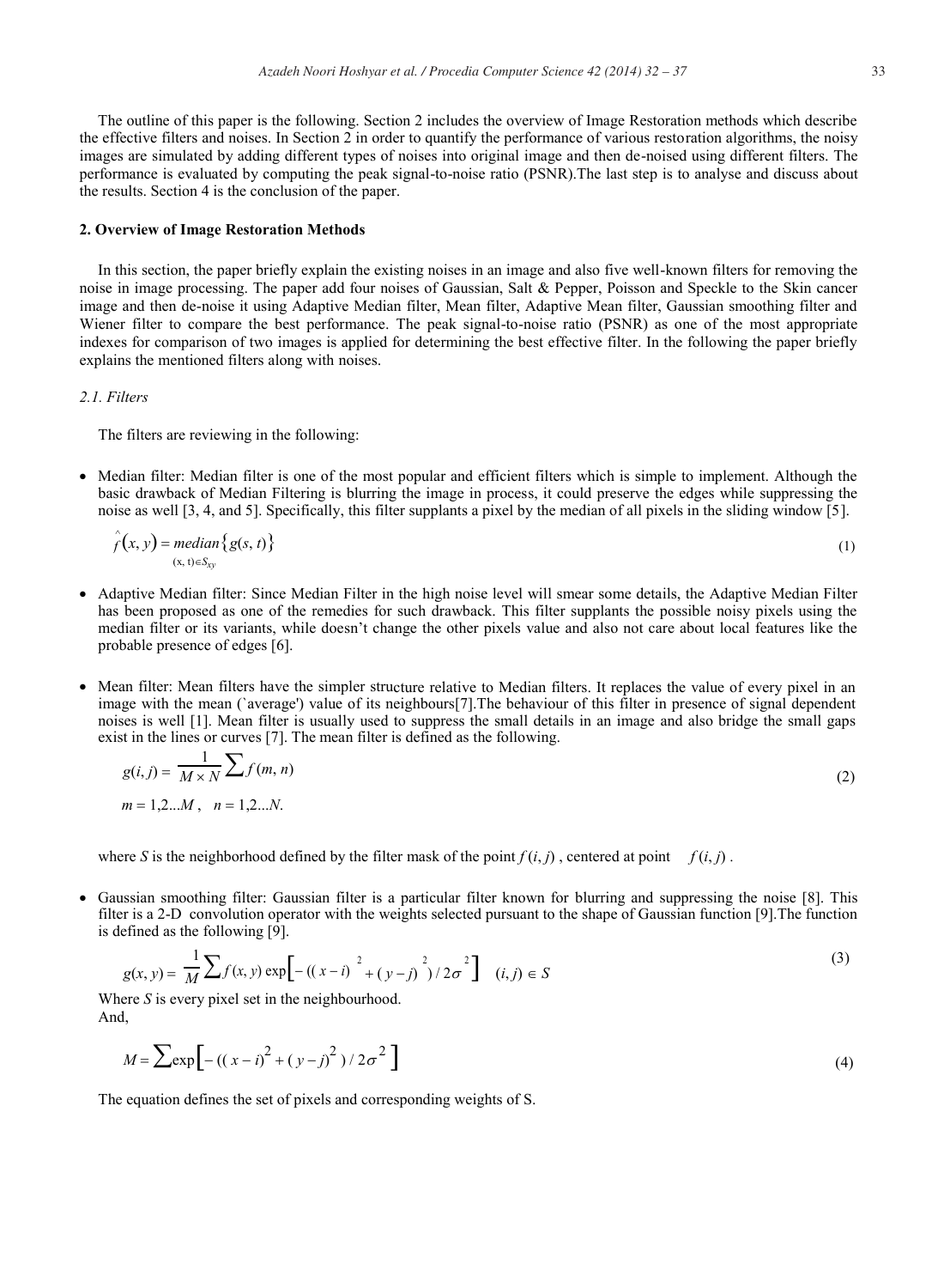The outline of this paper is the following. Section 2 includes the overview of Image Restoration methods which describe the effective filters and noises. In Section 2 in order to quantify the performance of various restoration algorithms, the noisy images are simulated by adding different types of noises into original image and then de-noised using different filters. The performance is evaluated by computing the peak signal-to-noise ratio (PSNR).The last step is to analyse and discuss about the results. Section 4 is the conclusion of the paper.

## 2. Overview of Image Restoration Methods

In this section, the paper briefly explain the existing noises in an image and also five well-known filters for removing the noise in image processing. The paper add four noises of Gaussian, Salt & Pepper, Poisson and Speckle to the Skin cancer image and then de-noise it using Adaptive Median filter, Mean filter, Adaptive Mean filter, Gaussian smoothing filter and Wiener filter to compare the best performance. The peak signal-to-noise ratio (PSNR) as one of the most appropriate indexes for comparison of two images is applied for determining the best effective filter. In the following the paper briefly explains the mentioned filters along with noises.

### *2.1. Filters*

The filters are reviewing in the following:

- Median filter: Median filter is one of the most popular and efficient filters which is simple to implement. Although the basic drawback of Median Filtering is blurring the image in process, it could preserve the edges while suppressing the noise as well [3, 4, and 5]. Specifically, this filter supplants a pixel by the median of all pixels in the sliding window [5].

$$\hat{f}(x, y) = \underset{(x,\, t) \in S_{xy}}{median} \{ g(s, t) \} \tag{1}$$

- Adaptive Median filter: Since Median Filter in the high noise level will smear some details, the Adaptive Median Filter has been proposed as one of the remedies for such drawback. This filter supplants the possible noisy pixels using the median filter or its variants, while doesn't change the other pixels value and also not care about local features like the probable presence of edges [6].

- Mean filter: Mean filters have the simpler structure relative to Median filters. It replaces the value of every pixel in an image with the mean (`average') value of its neighbours[7].The behaviour of this filter in presence of signal dependent noises is well [1]. Mean filter is usually used to suppress the small details in an image and also bridge the small gaps exist in the lines or curves [7]. The mean filter is defined as the following.

$$g(i, j) = \frac{1}{M \times N} \sum f(m, n) \tag{2}$$

$$m = 1,2...M, \quad n = 1,2...N.$$

where $S$ is the neighborhood defined by the filter mask of the point $f(i, j)$, centered at point $f(i, j)$.

- Gaussian smoothing filter: Gaussian filter is a particular filter known for blurring and suppressing the noise [8]. This filter is a 2-D convolution operator with the weights selected pursuant to the shape of Gaussian function [9].The function is defined as the following [9].

$$g(x, y) = \frac{1}{M} \sum f(x, y) \exp\left[ -((x-i)^2 + (y-j)^2) / 2\sigma^2 \right] \quad (i, j) \in S \tag{3}$$

Where $S$ is every pixel set in the neighbourhood.
And,

$$M = \sum \exp\left[ -((x-i)^2 + (y-j)^2) / 2\sigma^2 \right] \tag{4}$$

The equation defines the set of pixels and corresponding weights of S.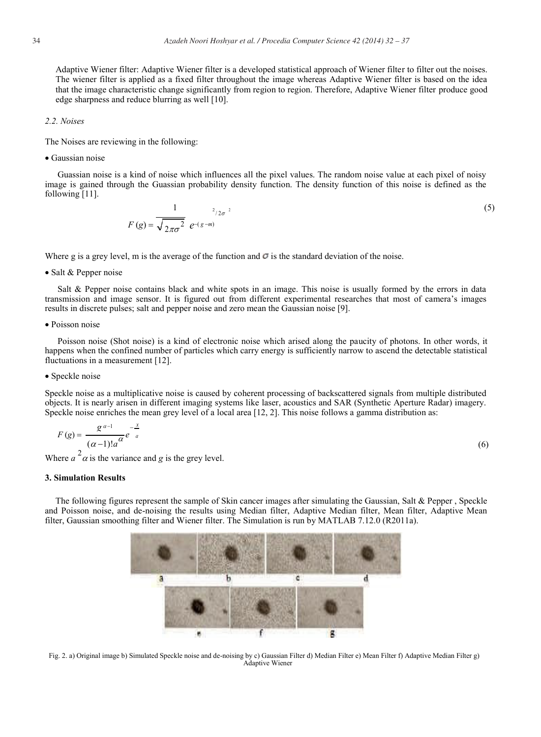Adaptive Wiener filter: Adaptive Wiener filter is a developed statistical approach of Wiener filter to filter out the noises. The wiener filter is applied as a fixed filter throughout the image whereas Adaptive Wiener filter is based on the idea that the image characteristic change significantly from region to region. Therefore, Adaptive Wiener filter produce good edge sharpness and reduce blurring as well [10].

### *2.2. Noises*

The Noises are reviewing in the following:

- Gaussian noise

Guassian noise is a kind of noise which influences all the pixel values. The random noise value at each pixel of noisy image is gained through the Guassian probability density function. The density function of this noise is defined as the following [11].

$$F(g) = \frac{1}{\sqrt{2\pi\sigma^2}} e^{-(g-m)^2/2\sigma^2} \tag{5}$$

Where g is a grey level, m is the average of the function and $\sigma$ is the standard deviation of the noise.

- Salt & Pepper noise

Salt & Pepper noise contains black and white spots in an image. This noise is usually formed by the errors in data transmission and image sensor. It is figured out from different experimental researches that most of camera's images results in discrete pulses; salt and pepper noise and zero mean the Gaussian noise [9].

- Poisson noise

Poisson noise (Shot noise) is a kind of electronic noise which arised along the paucity of photons. In other words, it happens when the confined number of particles which carry energy is sufficiently narrow to ascend the detectable statistical fluctuations in a measurement [12].

- Speckle noise

Speckle noise as a multiplicative noise is caused by coherent processing of backscattered signals from multiple distributed objects. It is nearly arisen in different imaging systems like laser, acoustics and SAR (Synthetic Aperture Radar) imagery. Speckle noise enriches the mean grey level of a local area [12, 2]. This noise follows a gamma distribution as:

$$F(g) = \frac{g^{\alpha-1}}{(\alpha-1)!a^{\alpha}} e^{-\frac{x}{a}} \tag{6}$$

Where $a^2\alpha$ is the variance and $g$ is the grey level.

## 3. Simulation Results

The following figures represent the sample of Skin cancer images after simulating the Gaussian, Salt & Pepper , Speckle and Poisson noise, and de-noising the results using Median filter, Adaptive Median filter, Mean filter, Adaptive Mean filter, Gaussian smoothing filter and Wiener filter. The Simulation is run by MATLAB 7.12.0 (R2011a).

Fig. 2. a) Original image b) Simulated Speckle noise and de-noising by c) Gaussian Filter d) Median Filter e) Mean Filter f) Adaptive Median Filter g) Adaptive Wiener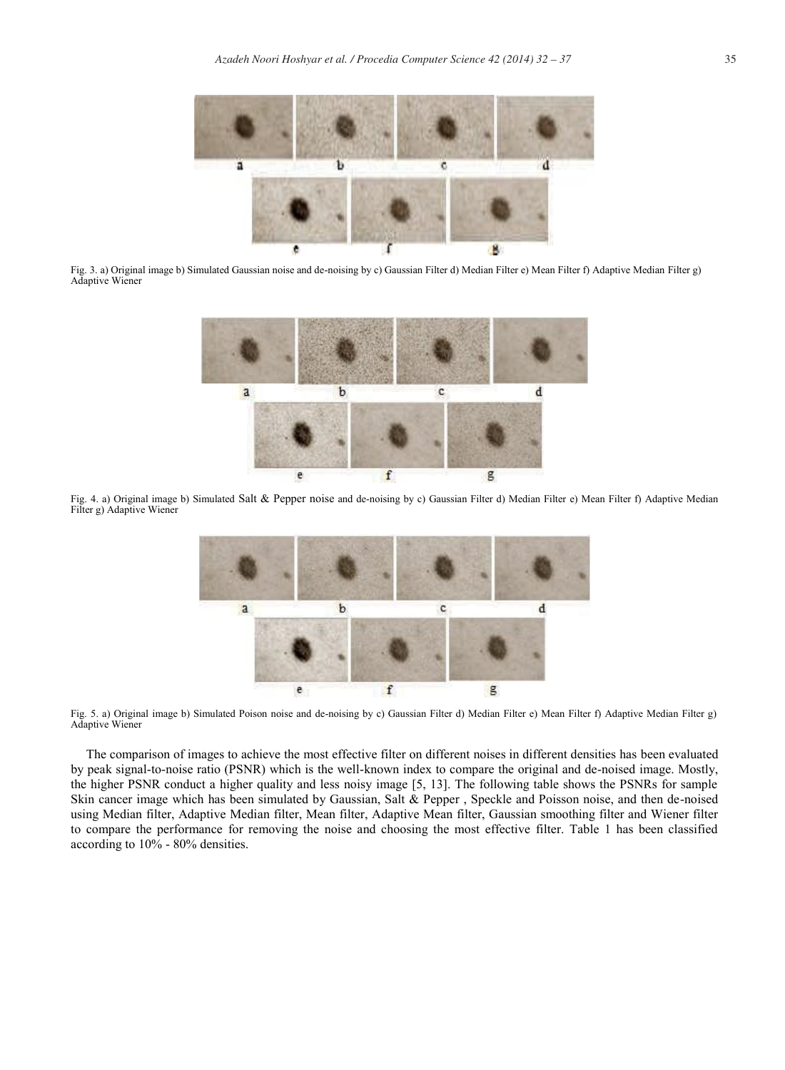Fig. 3. a) Original image b) Simulated Gaussian noise and de-noising by c) Gaussian Filter d) Median Filter e) Mean Filter f) Adaptive Median Filter g) Adaptive Wiener

Fig. 4. a) Original image b) Simulated Salt & Pepper noise and de-noising by c) Gaussian Filter d) Median Filter e) Mean Filter f) Adaptive Median Filter g) Adaptive Wiener

Fig. 5. a) Original image b) Simulated Poison noise and de-noising by c) Gaussian Filter d) Median Filter e) Mean Filter f) Adaptive Median Filter g) Adaptive Wiener

The comparison of images to achieve the most effective filter on different noises in different densities has been evaluated by peak signal-to-noise ratio (PSNR) which is the well-known index to compare the original and de-noised image. Mostly, the higher PSNR conduct a higher quality and less noisy image [5, 13]. The following table shows the PSNRs for sample Skin cancer image which has been simulated by Gaussian, Salt & Pepper , Speckle and Poisson noise, and then de-noised using Median filter, Adaptive Median filter, Mean filter, Adaptive Mean filter, Gaussian smoothing filter and Wiener filter to compare the performance for removing the noise and choosing the most effective filter. Table 1 has been classified according to 10% - 80% densities.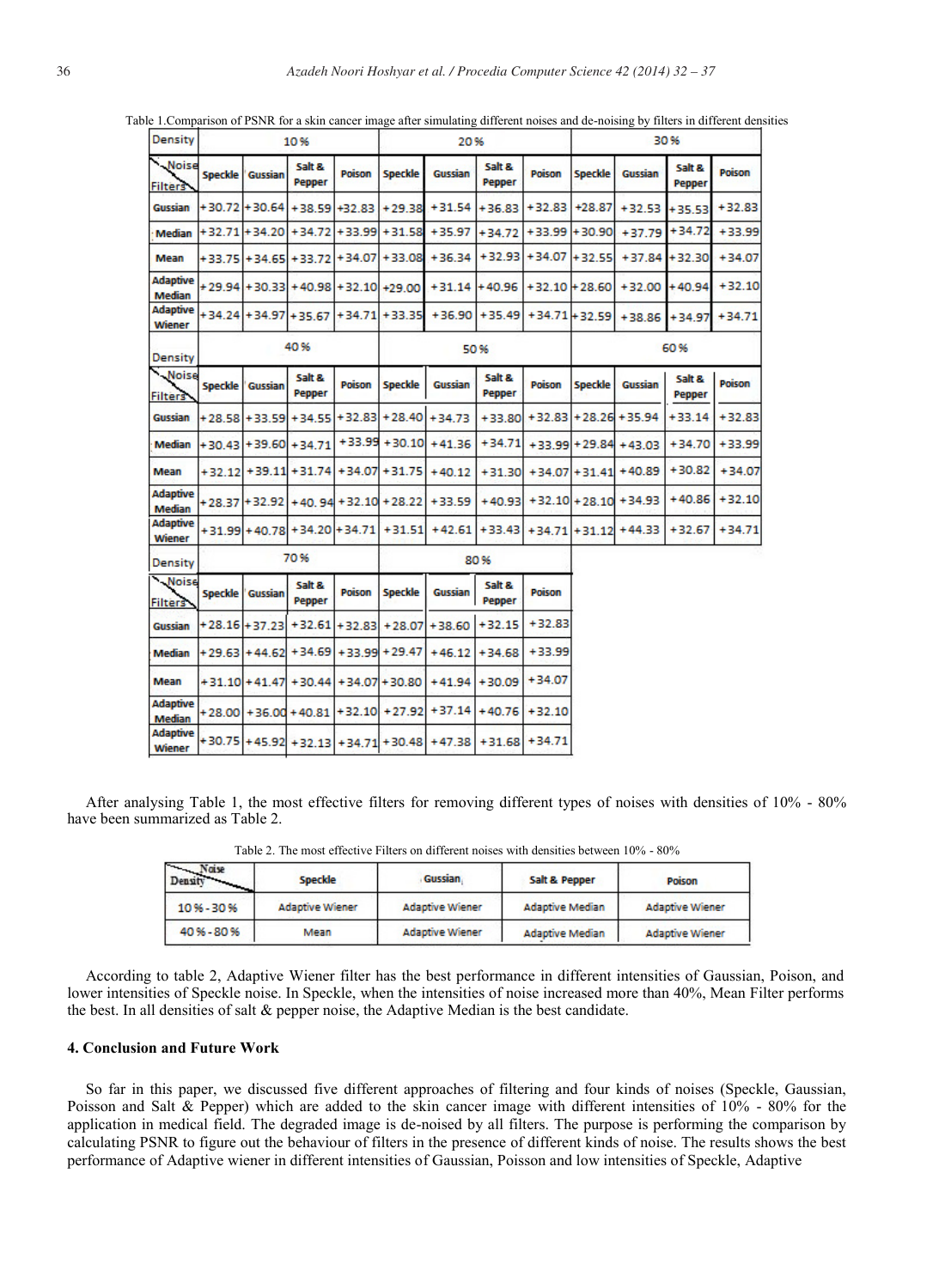Table 1.Comparison of PSNR for a skin cancer image after simulating different noises and de-noising by filters in different densities

| Density | 10% | | | | 20% | | | | 30% | | | |
|---|---|---|---|---|---|---|---|---|---|---|---|---|
| Noise / Filters | Speckle | Gussian | Salt & Pepper | Poison | Speckle | Gussian | Salt & Pepper | Poison | Speckle | Gussian | Salt & Pepper | Poison |
| Gussian | +30.72 | +30.64 | +38.59 | +32.83 | +29.38 | +31.54 | +36.83 | +32.83 | +28.87 | +32.53 | +35.53 | +32.83 |
| Median | +32.71 | +34.20 | +34.72 | +33.99 | +31.58 | +35.97 | +34.72 | +33.99 | +30.90 | +37.79 | +34.72 | +33.99 |
| Mean | +33.75 | +34.65 | +33.72 | +34.07 | +33.08 | +36.34 | +32.93 | +34.07 | +32.55 | +37.84 | +32.30 | +34.07 |
| Adaptive Median | +29.94 | +30.33 | +40.98 | +32.10 | +29.00 | +31.14 | +40.96 | +32.10 | +28.60 | +32.00 | +40.94 | +32.10 |
| Adaptive Wiener | +34.24 | +34.97 | +35.67 | +34.71 | +33.35 | +36.90 | +35.49 | +34.71 | +32.59 | +38.86 | +34.97 | +34.71 |
| **Density** | **40%** | | | | **50%** | | | | **60%** | | | |
| Noise / Filters | Speckle | Gussian | Salt & Pepper | Poison | Speckle | Gussian | Salt & Pepper | Poison | Speckle | Gussian | Salt & Pepper | Poison |
| Gussian | +28.58 | +33.59 | +34.55 | +32.83 | +28.40 | +34.73 | +33.80 | +32.83 | +28.26 | +35.94 | +33.14 | +32.83 |
| Median | +30.43 | +39.60 | +34.71 | +33.99 | +30.10 | +41.36 | +34.71 | +33.99 | +29.84 | +43.03 | +34.70 | +33.99 |
| Mean | +32.12 | +39.11 | +31.74 | +34.07 | +31.75 | +40.12 | +31.30 | +34.07 | +31.41 | +40.89 | +30.82 | +34.07 |
| Adaptive Median | +28.37 | +32.92 | +40.94 | +32.10 | +28.22 | +33.59 | +40.93 | +32.10 | +28.10 | +34.93 | +40.86 | +32.10 |
| Adaptive Wiener | +31.99 | +40.78 | +34.20 | +34.71 | +31.51 | +42.61 | +33.43 | +34.71 | +31.12 | +44.33 | +32.67 | +34.71 |
| **Density** | **70%** | | | | **80%** | | | | | | | |
| Noise / Filters | Speckle | Gussian | Salt & Pepper | Poison | Speckle | Gussian | Salt & Pepper | Poison | | | | |
| Gussian | +28.16 | +37.23 | +32.61 | +32.83 | +28.07 | +38.60 | +32.15 | +32.83 | | | | |
| Median | +29.63 | +44.62 | +34.69 | +33.99 | +29.47 | +46.12 | +34.68 | +33.99 | | | | |
| Mean | +31.10 | +41.47 | +30.44 | +34.07 | +30.80 | +41.94 | +30.09 | +34.07 | | | | |
| Adaptive Median | +28.00 | +36.00 | +40.81 | +32.10 | +27.92 | +37.14 | +40.76 | +32.10 | | | | |
| Adaptive Wiener | +30.75 | +45.92 | +32.13 | +34.71 | +30.48 | +47.38 | +31.68 | +34.71 | | | | |

After analysing Table 1, the most effective filters for removing different types of noises with densities of 10% - 80% have been summarized as Table 2.

Table 2. The most effective Filters on different noises with densities between 10% - 80%

| Noise / Density | Speckle | Gussian | Salt & Pepper | Poison |
|---|---|---|---|---|
| 10% - 30% | Adaptive Wiener | Adaptive Wiener | Adaptive Median | Adaptive Wiener |
| 40% - 80% | Mean | Adaptive Wiener | Adaptive Median | Adaptive Wiener |

According to table 2, Adaptive Wiener filter has the best performance in different intensities of Gaussian, Poison, and lower intensities of Speckle noise. In Speckle, when the intensities of noise increased more than 40%, Mean Filter performs the best. In all densities of salt & pepper noise, the Adaptive Median is the best candidate.

### 4. Conclusion and Future Work

So far in this paper, we discussed five different approaches of filtering and four kinds of noises (Speckle, Gaussian, Poisson and Salt & Pepper) which are added to the skin cancer image with different intensities of 10% - 80% for the application in medical field. The degraded image is de-noised by all filters. The purpose is performing the comparison by calculating PSNR to figure out the behaviour of filters in the presence of different kinds of noise. The results shows the best performance of Adaptive wiener in different intensities of Gaussian, Poisson and low intensities of Speckle, Adaptive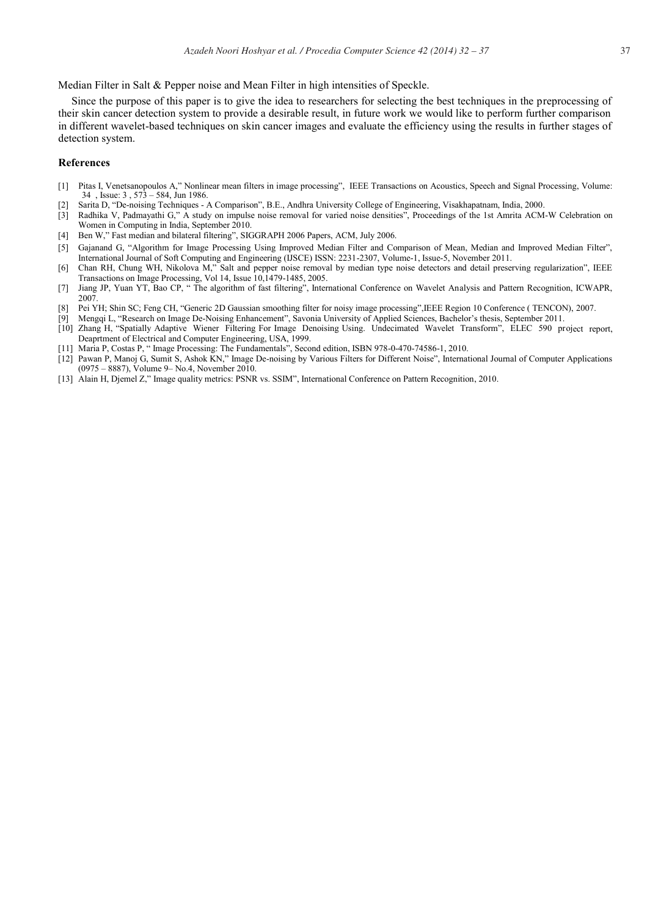Median Filter in Salt & Pepper noise and Mean Filter in high intensities of Speckle.

Since the purpose of this paper is to give the idea to researchers for selecting the best techniques in the preprocessing of their skin cancer detection system to provide a desirable result, in future work we would like to perform further comparison in different wavelet-based techniques on skin cancer images and evaluate the efficiency using the results in further stages of detection system.

## References

[1] Pitas I, Venetsanopoulos A," Nonlinear mean filters in image processing", IEEE Transactions on Acoustics, Speech and Signal Processing, Volume: 34 , Issue: 3 , 573 – 584, Jun 1986.

[2] Sarita D, "De-noising Techniques - A Comparison", B.E., Andhra University College of Engineering, Visakhapatnam, India, 2000.

[3] Radhika V, Padmayathi G," A study on impulse noise removal for varied noise densities", Proceedings of the 1st Amrita ACM-W Celebration on Women in Computing in India, September 2010.

[4] Ben W," Fast median and bilateral filtering", SIGGRAPH 2006 Papers, ACM, July 2006.

[5] Gajanand G, "Algorithm for Image Processing Using Improved Median Filter and Comparison of Mean, Median and Improved Median Filter", International Journal of Soft Computing and Engineering (IJSCE) ISSN: 2231-2307, Volume-1, Issue-5, November 2011.

[6] Chan RH, Chung WH, Nikolova M," Salt and pepper noise removal by median type noise detectors and detail preserving regularization", IEEE Transactions on Image Processing, Vol 14, Issue 10,1479-1485, 2005.

[7] Jiang JP, Yuan YT, Bao CP, " The algorithm of fast filtering", International Conference on Wavelet Analysis and Pattern Recognition, ICWAPR, 2007.

[8] Pei YH; Shin SC; Feng CH, "Generic 2D Gaussian smoothing filter for noisy image processing",IEEE Region 10 Conference ( TENCON), 2007.

[9] Mengqi L, "Research on Image De-Noising Enhancement", Savonia University of Applied Sciences, Bachelor's thesis, September 2011.

[10] Zhang H, "Spatially Adaptive Wiener Filtering For Image Denoising Using. Undecimated Wavelet Transform", ELEC 590 project report, Deaprtment of Electrical and Computer Engineering, USA, 1999.

[11] Maria P, Costas P, " Image Processing: The Fundamentals", Second edition, ISBN 978-0-470-74586-1, 2010.

[12] Pawan P, Manoj G, Sumit S, Ashok KN," Image De-noising by Various Filters for Different Noise", International Journal of Computer Applications (0975 – 8887), Volume 9– No.4, November 2010.

[13] Alain H, Djemel Z," Image quality metrics: PSNR vs. SSIM", International Conference on Pattern Recognition, 2010.